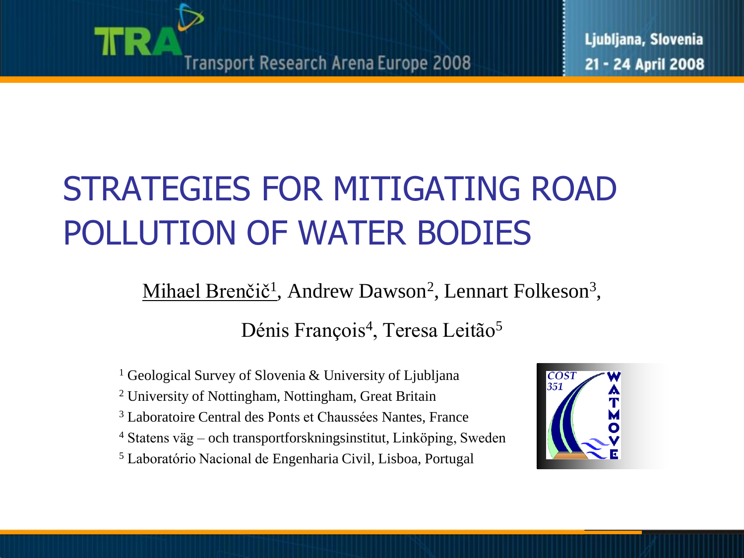# STRATEGIES FOR MITIGATING ROAD POLLUTION OF WATER BODIES

Mihael Brenčič[1], Andrew Dawson[2], Lennart Folkeson[3],

Dénis François[4], Teresa Leitão[5]

[1] Geological Survey of Slovenia & University of Ljubljana
[2] University of Nottingham, Nottingham, Great Britain
[3] Laboratoire Central des Ponts et Chaussées Nantes, France
[4] Statens väg – och transportforskningsinstitut, Linköping, Sweden
[5] Laboratório Nacional de Engenharia Civil, Lisboa, Portugal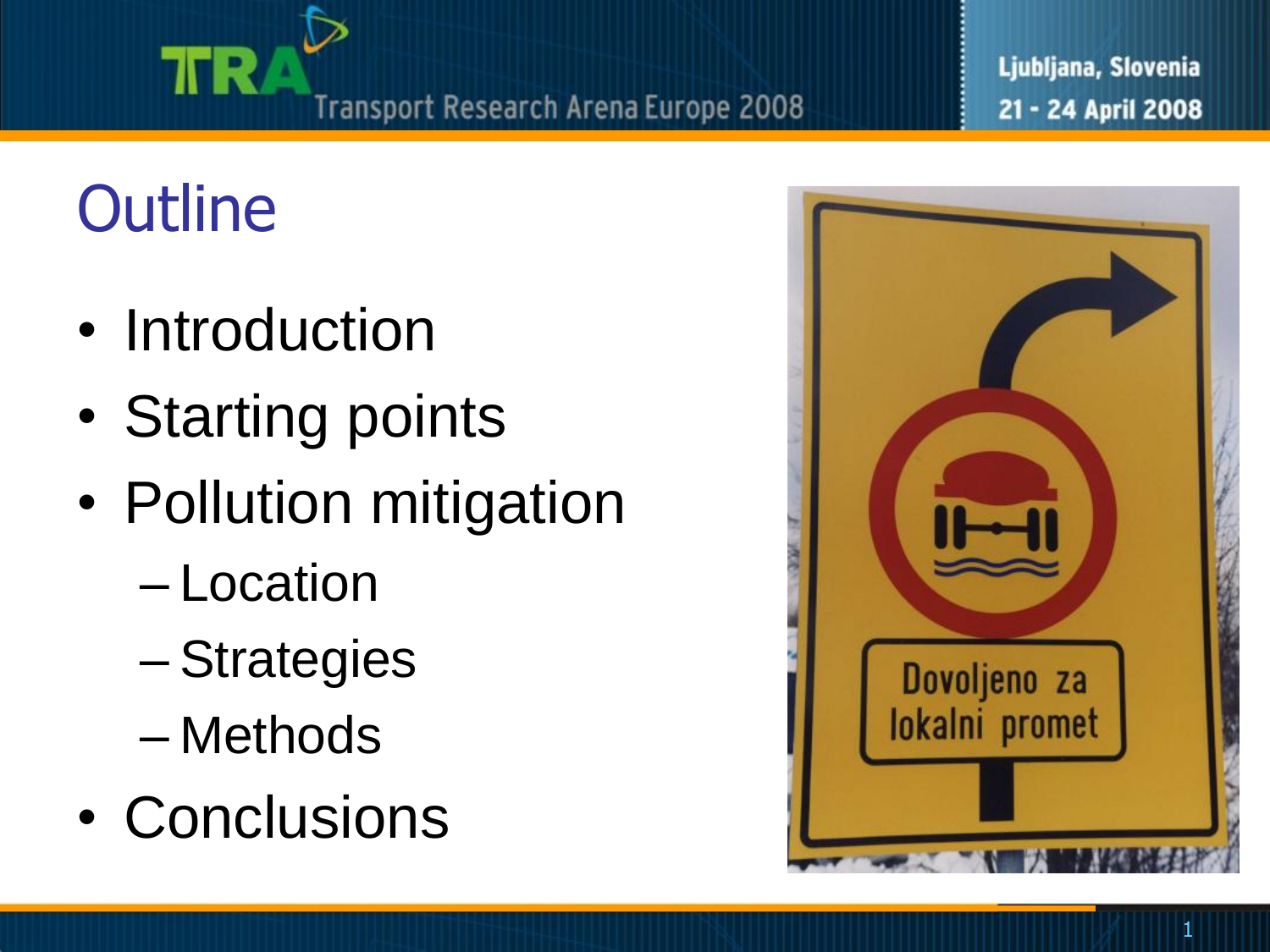# Outline

- Introduction
- Starting points
- Pollution mitigation
  - Location
  - Strategies
  - Methods
- Conclusions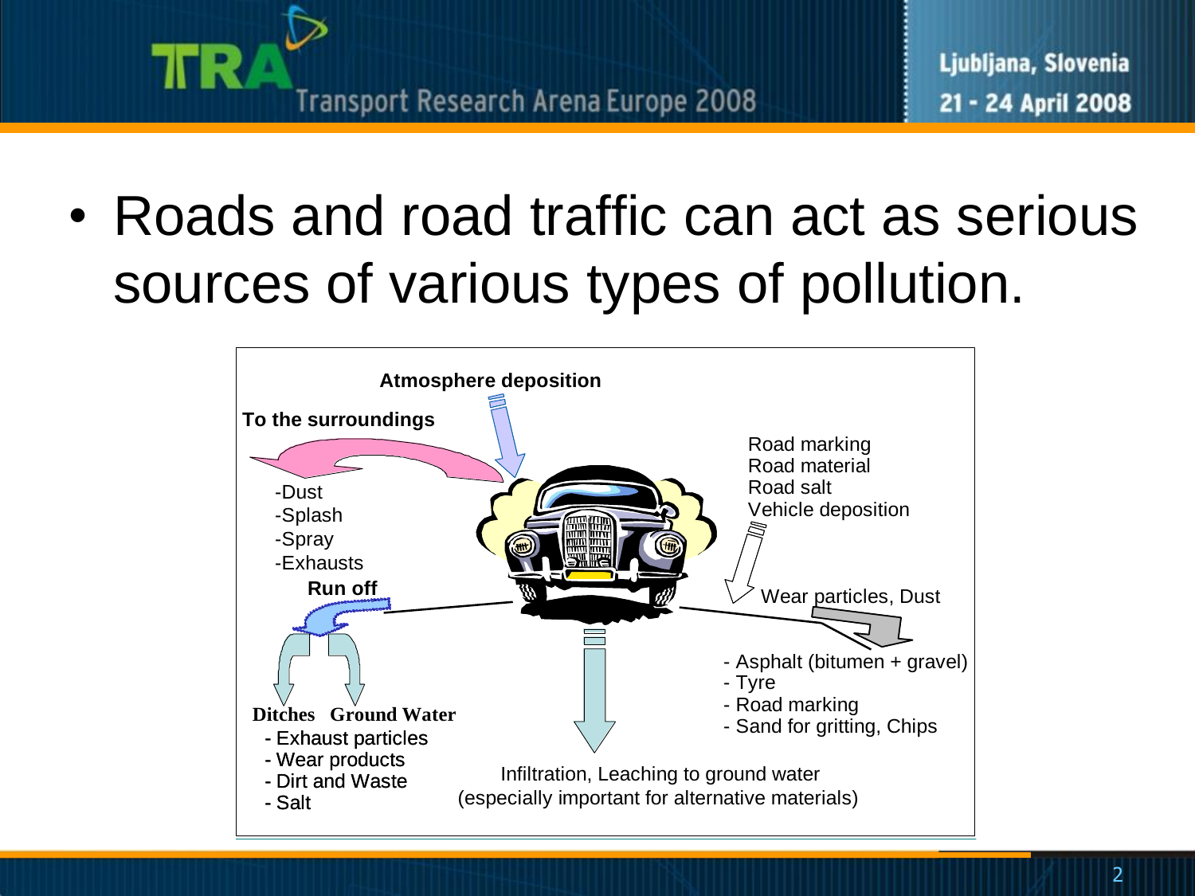- Roads and road traffic can act as serious sources of various types of pollution.

Atmosphere deposition

To the surroundings

- -Dust
- -Splash
- -Spray
- -Exhausts

Run off

Ditches Ground Water

- Exhaust particles
- Wear products
- Dirt and Waste
- Salt

Road marking
Road material
Road salt
Vehicle deposition

Wear particles, Dust

- Asphalt (bitumen + gravel)
- Tyre
- Road marking
- Sand for gritting, Chips

Infiltration, Leaching to ground water
(especially important for alternative materials)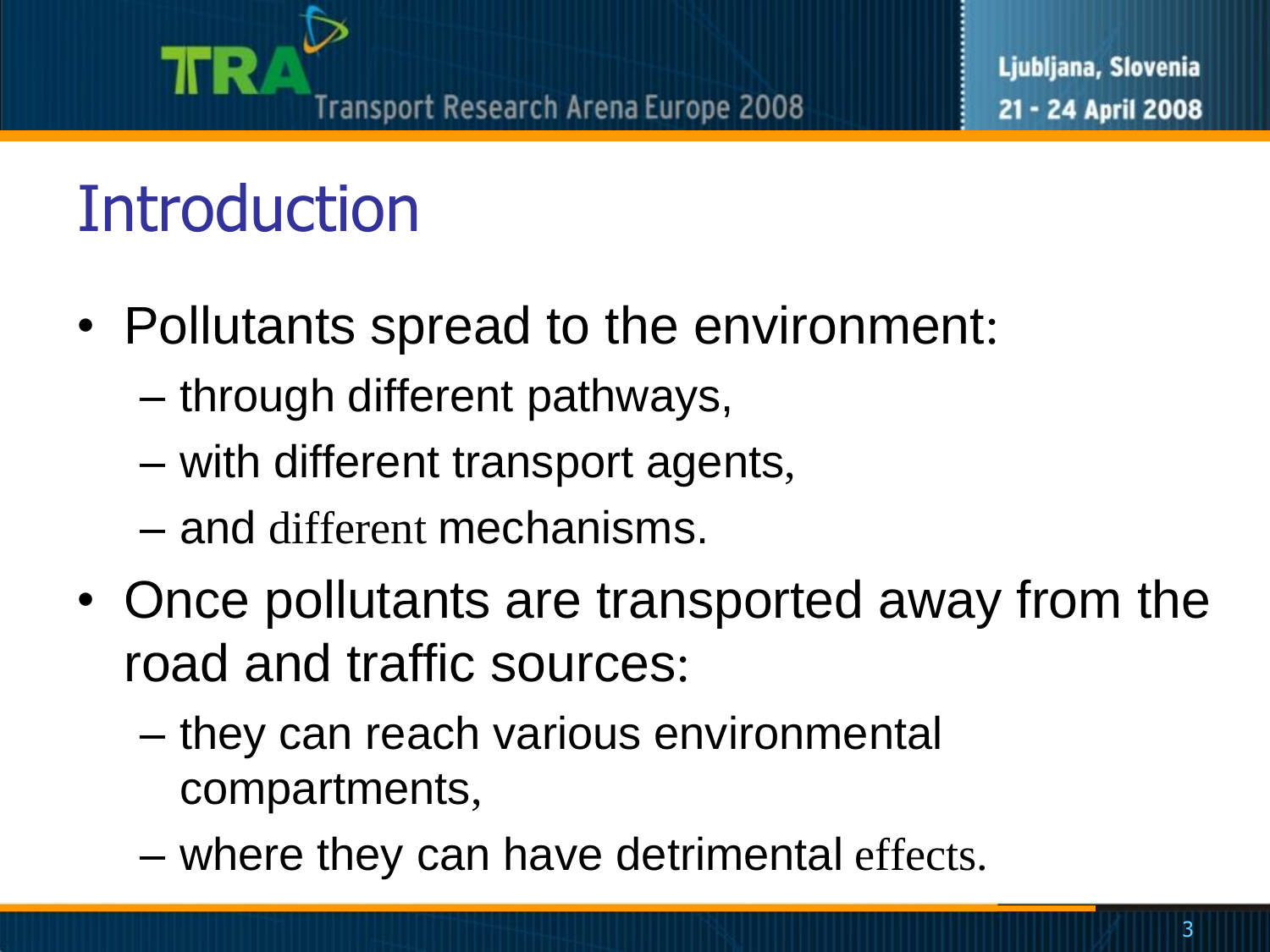# Introduction

- Pollutants spread to the environment:
  - through different pathways,
  - with different transport agents,
  - and different mechanisms.
- Once pollutants are transported away from the road and traffic sources:
  - they can reach various environmental compartments,
  - where they can have detrimental effects.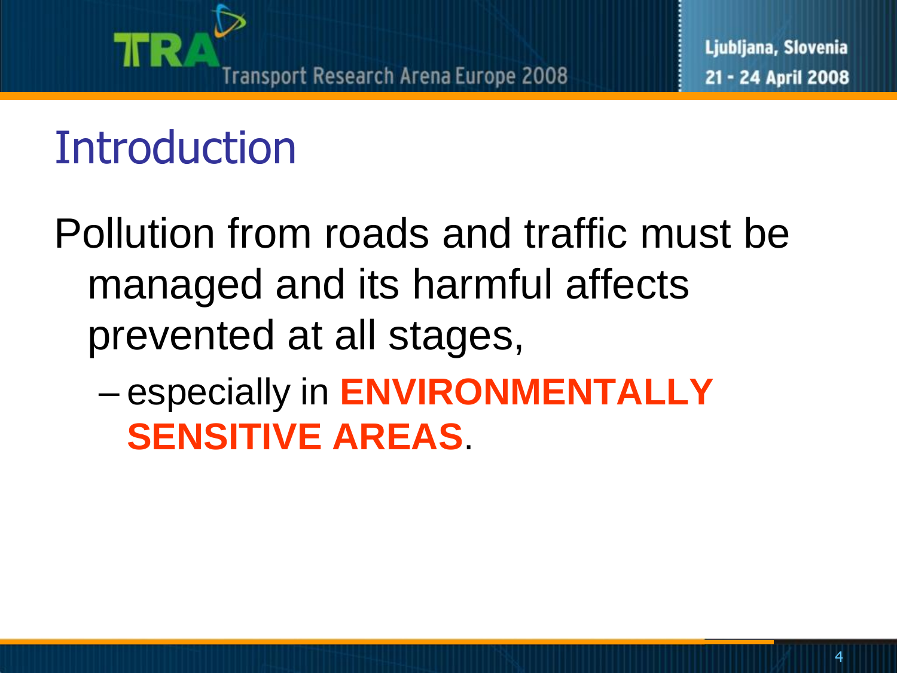# Introduction

Pollution from roads and traffic must be managed and its harmful affects prevented at all stages,

- especially in **ENVIRONMENTALLY SENSITIVE AREAS**.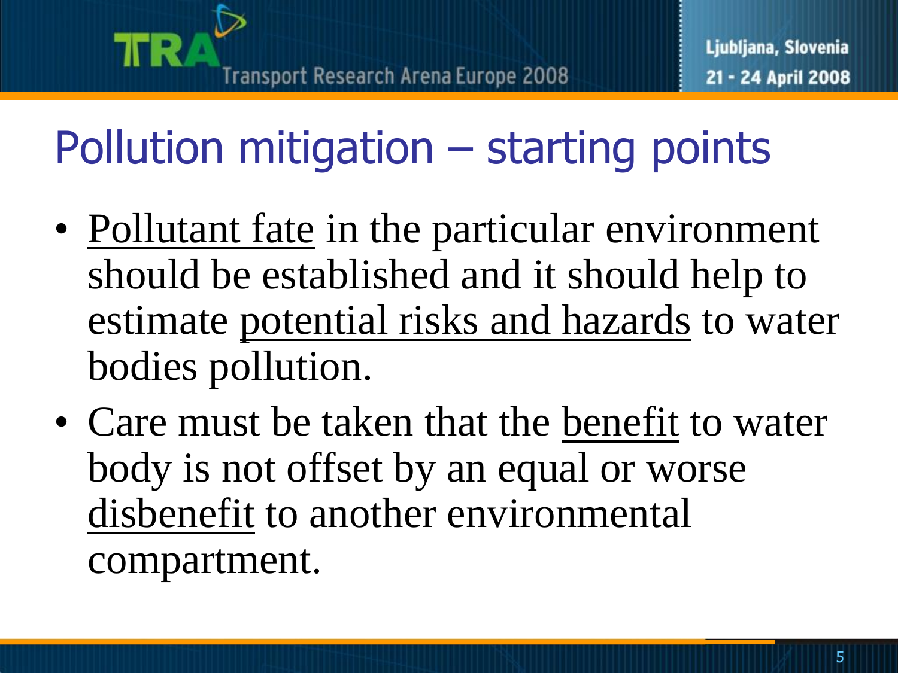# Pollution mitigation – starting points

- Pollutant fate in the particular environment should be established and it should help to estimate potential risks and hazards to water bodies pollution.
- Care must be taken that the benefit to water body is not offset by an equal or worse disbenefit to another environmental compartment.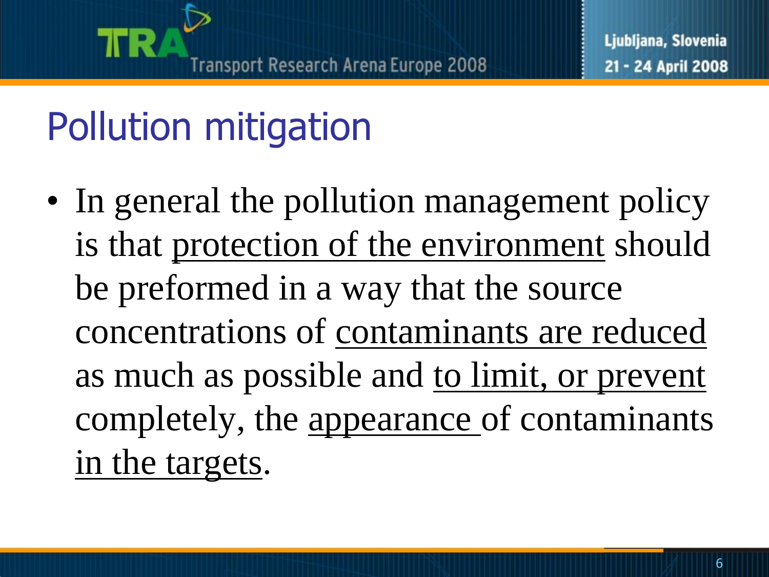# Pollution mitigation

- In general the pollution management policy is that <u>protection of the environment</u> should be preformed in a way that the source concentrations of <u>contaminants are reduced</u> as much as possible and <u>to limit, or prevent</u> completely, the <u>appearance</u> of contaminants <u>in the targets</u>.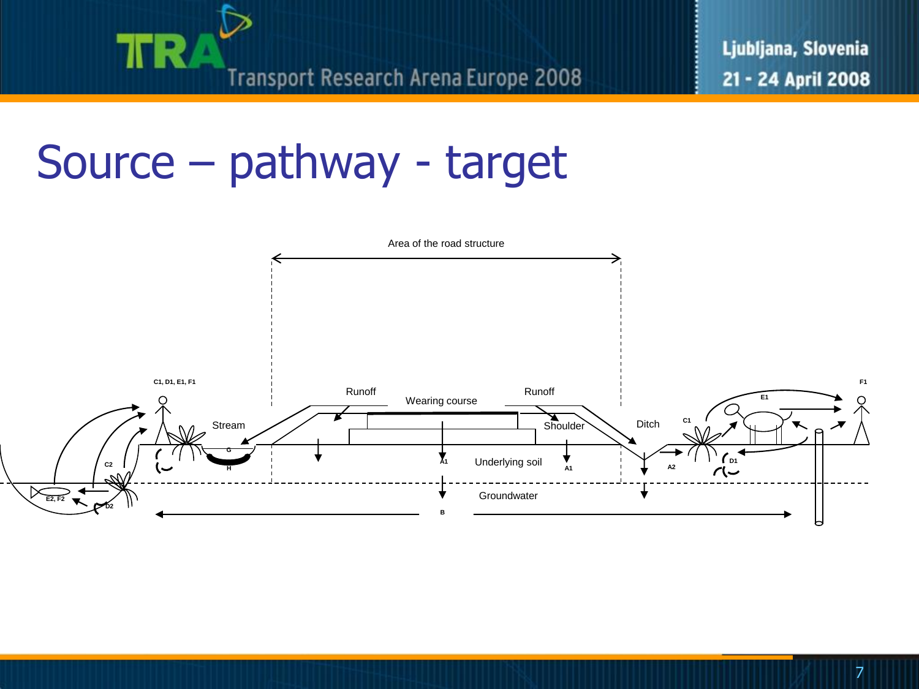# Source – pathway - target

Area of the road structure

C1, D1, E1, F1

F1

Runoff

Wearing course

Runoff

E1

Stream

Shoulder

Ditch

C1

G

A1

Underlying soil

A1

A2

D1

C2

H

E2, F2

D2

Groundwater

B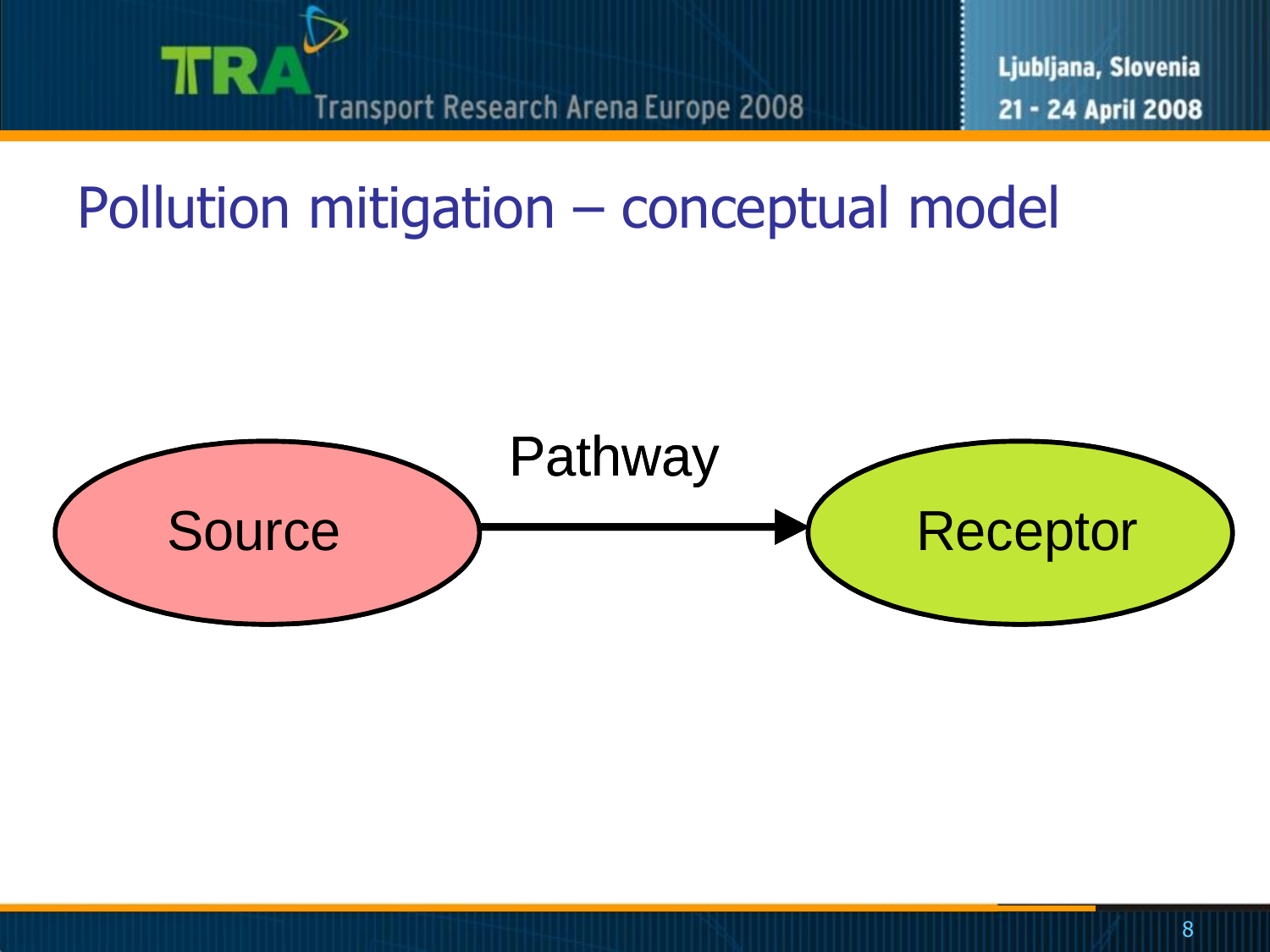# Pollution mitigation – conceptual model

Source → Pathway → Receptor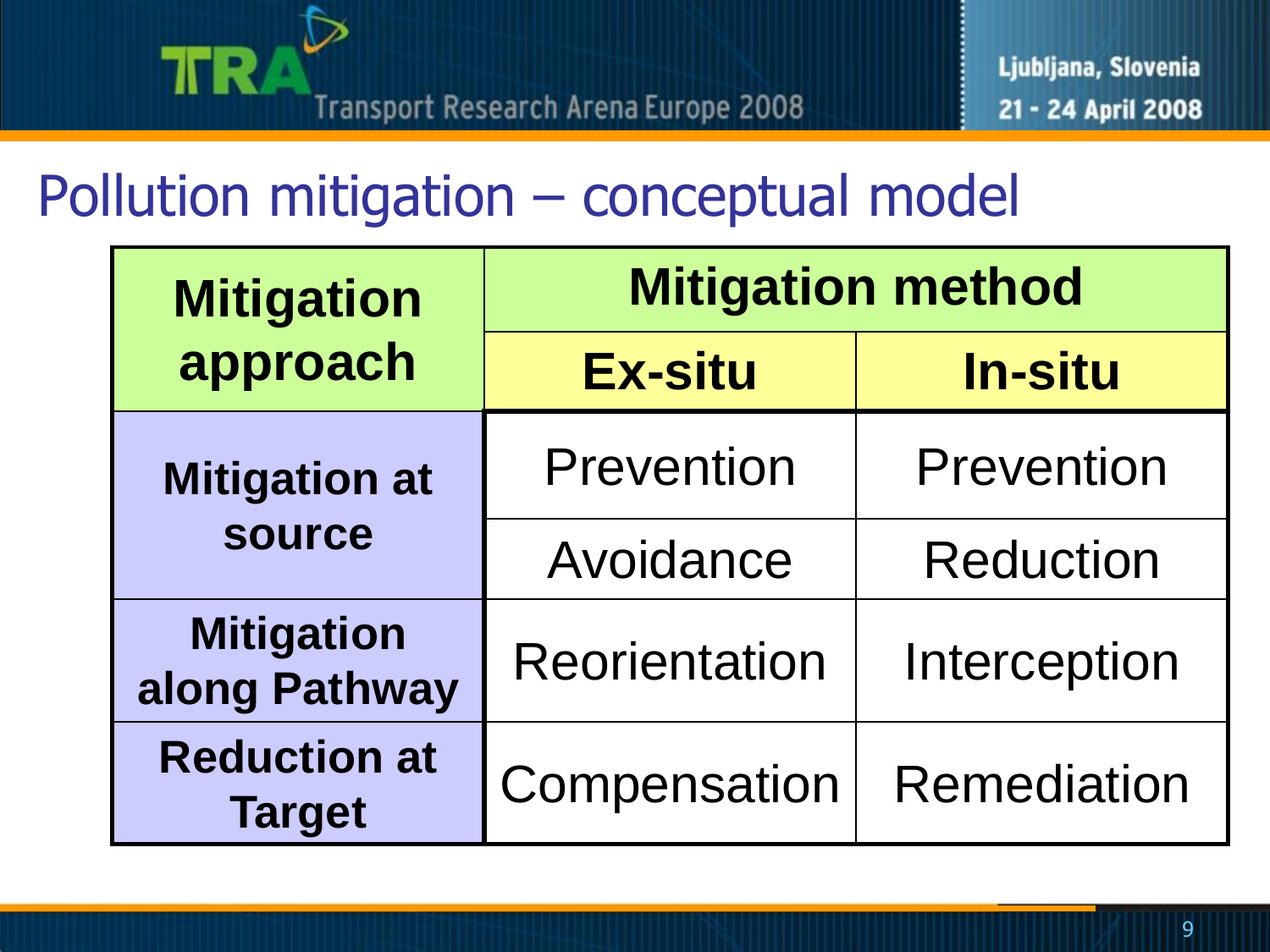# Pollution mitigation – conceptual model

| Mitigation approach | Mitigation method | |
|---|---|---|
| | **Ex-situ** | **In-situ** |
| **Mitigation at source** | Prevention | Prevention |
| | Avoidance | Reduction |
| **Mitigation along Pathway** | Reorientation | Interception |
| **Reduction at Target** | Compensation | Remediation |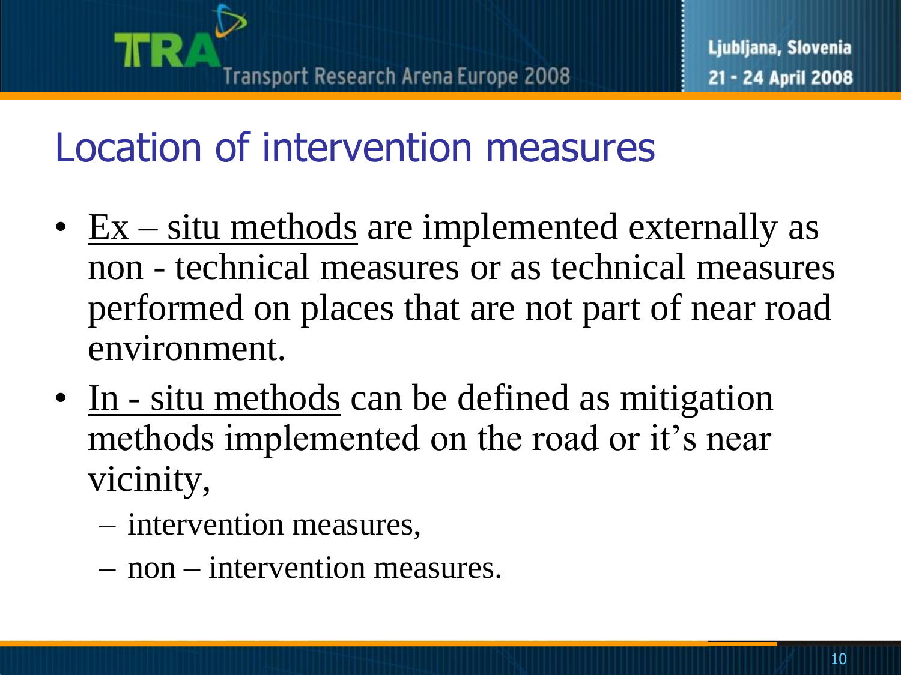# Location of intervention measures

- Ex – situ methods are implemented externally as non - technical measures or as technical measures performed on places that are not part of near road environment.
- In - situ methods can be defined as mitigation methods implemented on the road or it's near vicinity,
  - intervention measures,
  - non – intervention measures.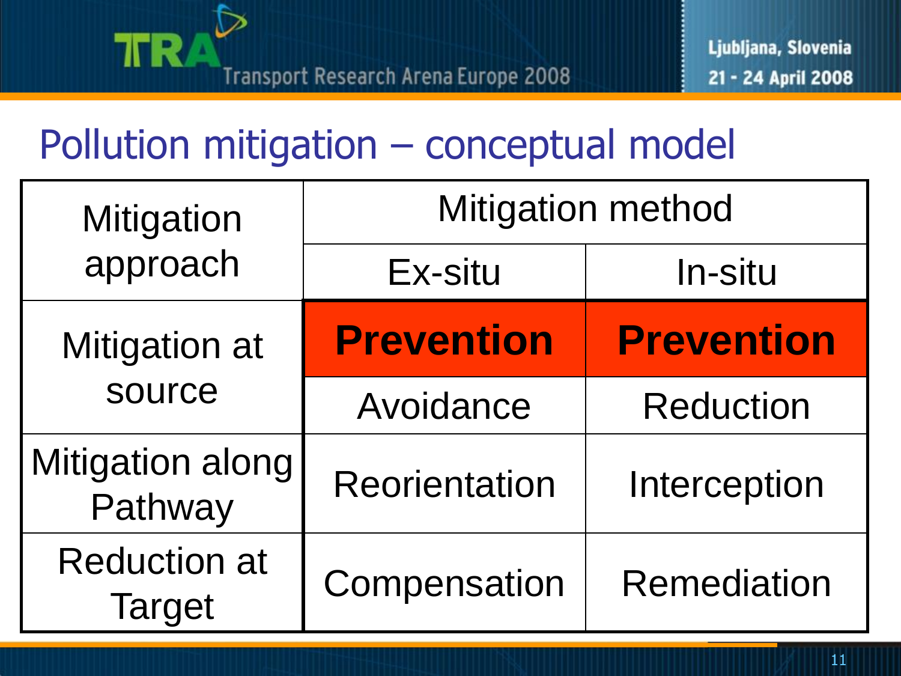# Pollution mitigation – conceptual model

| Mitigation approach | Mitigation method | |
|---|---|---|
| | Ex-situ | In-situ |
| Mitigation at source | **Prevention** | **Prevention** |
| | Avoidance | Reduction |
| Mitigation along Pathway | Reorientation | Interception |
| Reduction at Target | Compensation | Remediation |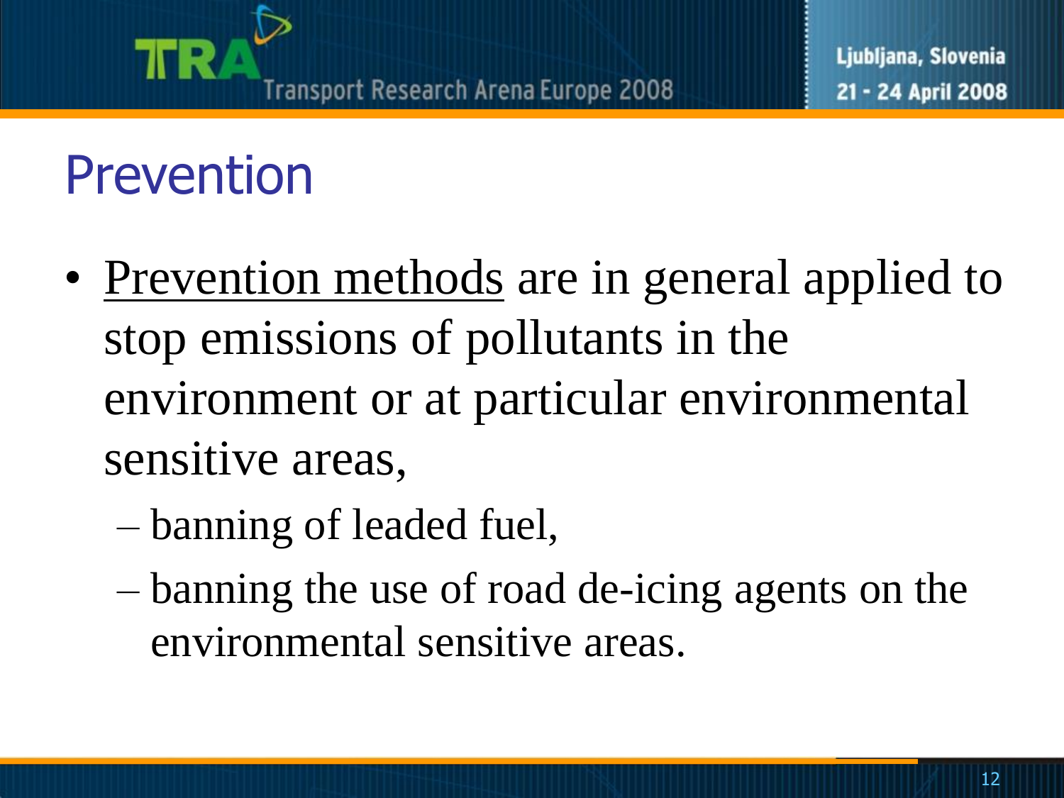# Prevention

- Prevention methods are in general applied to stop emissions of pollutants in the environment or at particular environmental sensitive areas,
  - banning of leaded fuel,
  - banning the use of road de-icing agents on the environmental sensitive areas.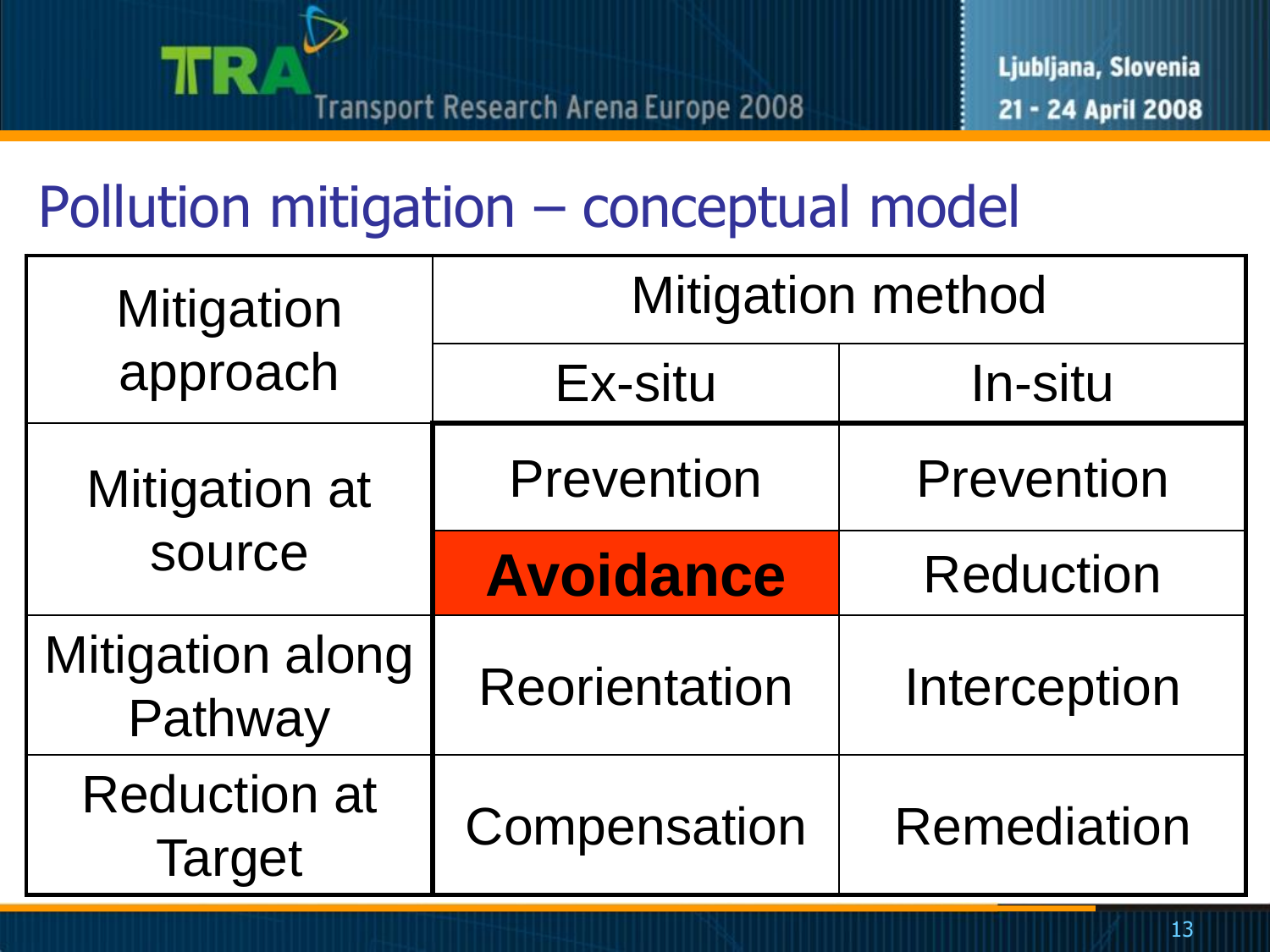# Pollution mitigation – conceptual model

| Mitigation approach | Mitigation method | |
|---|---|---|
| | Ex-situ | In-situ |
| Mitigation at source | Prevention | Prevention |
| | **Avoidance** | Reduction |
| Mitigation along Pathway | Reorientation | Interception |
| Reduction at Target | Compensation | Remediation |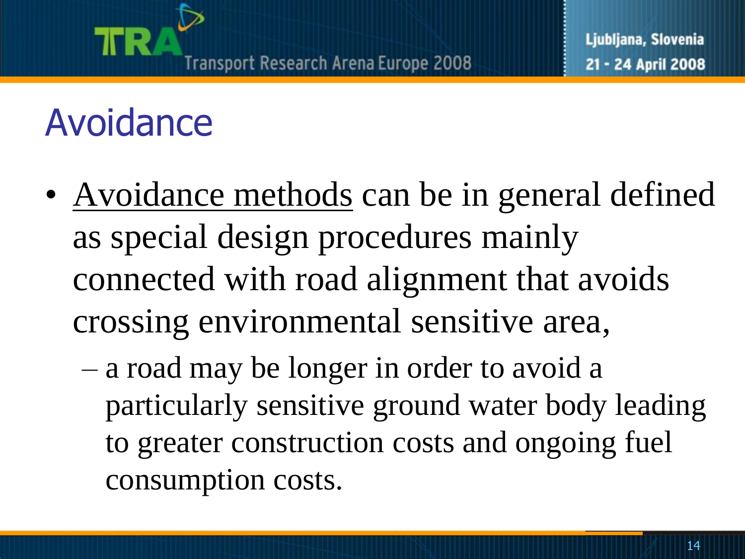# Avoidance

- Avoidance methods can be in general defined as special design procedures mainly connected with road alignment that avoids crossing environmental sensitive area,
  - a road may be longer in order to avoid a particularly sensitive ground water body leading to greater construction costs and ongoing fuel consumption costs.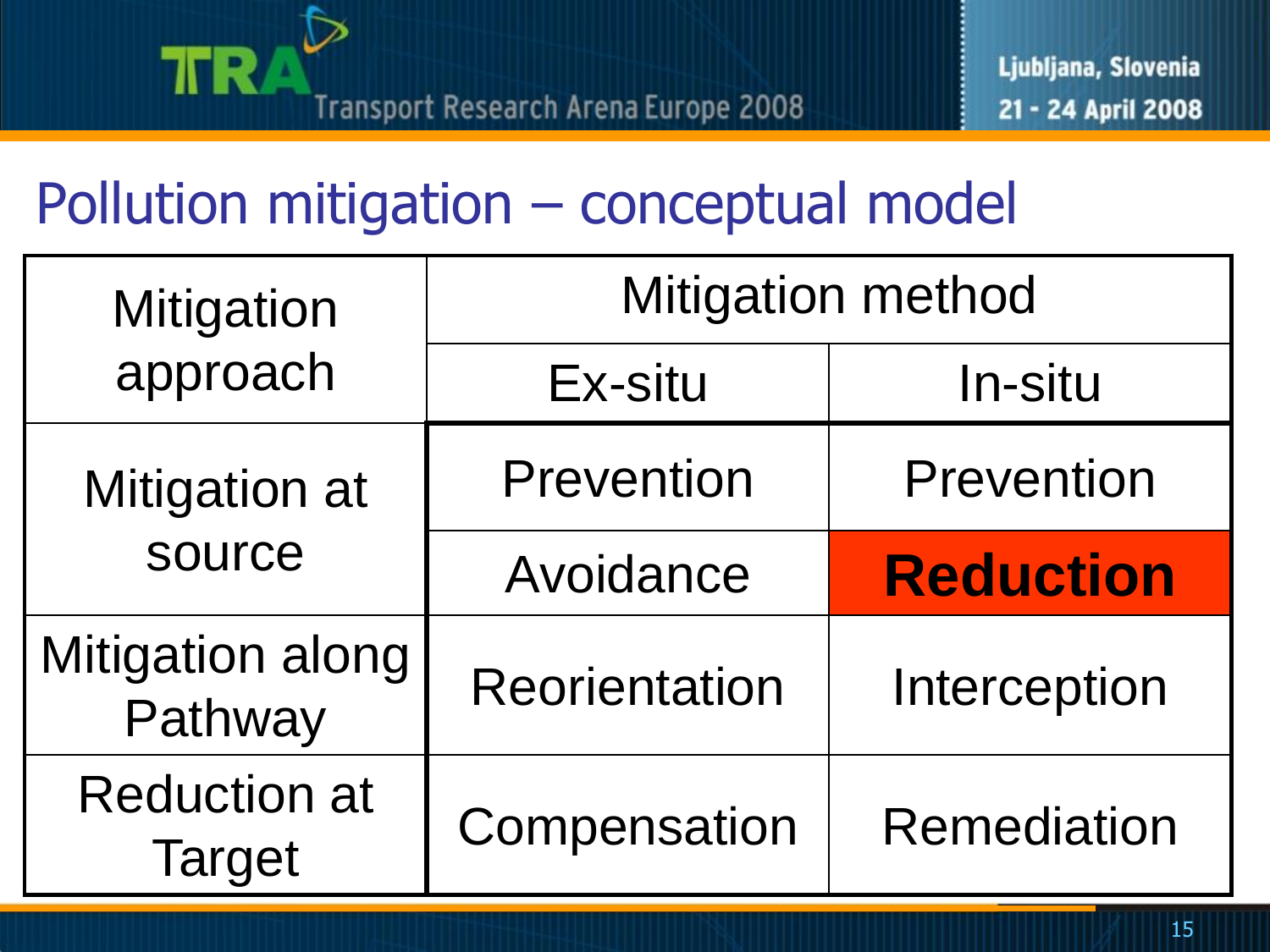## Pollution mitigation – conceptual model

| Mitigation approach | Mitigation method | |
|---|---|---|
| | Ex-situ | In-situ |
| Mitigation at source | Prevention | Prevention |
| | Avoidance | **Reduction** |
| Mitigation along Pathway | Reorientation | Interception |
| Reduction at Target | Compensation | Remediation |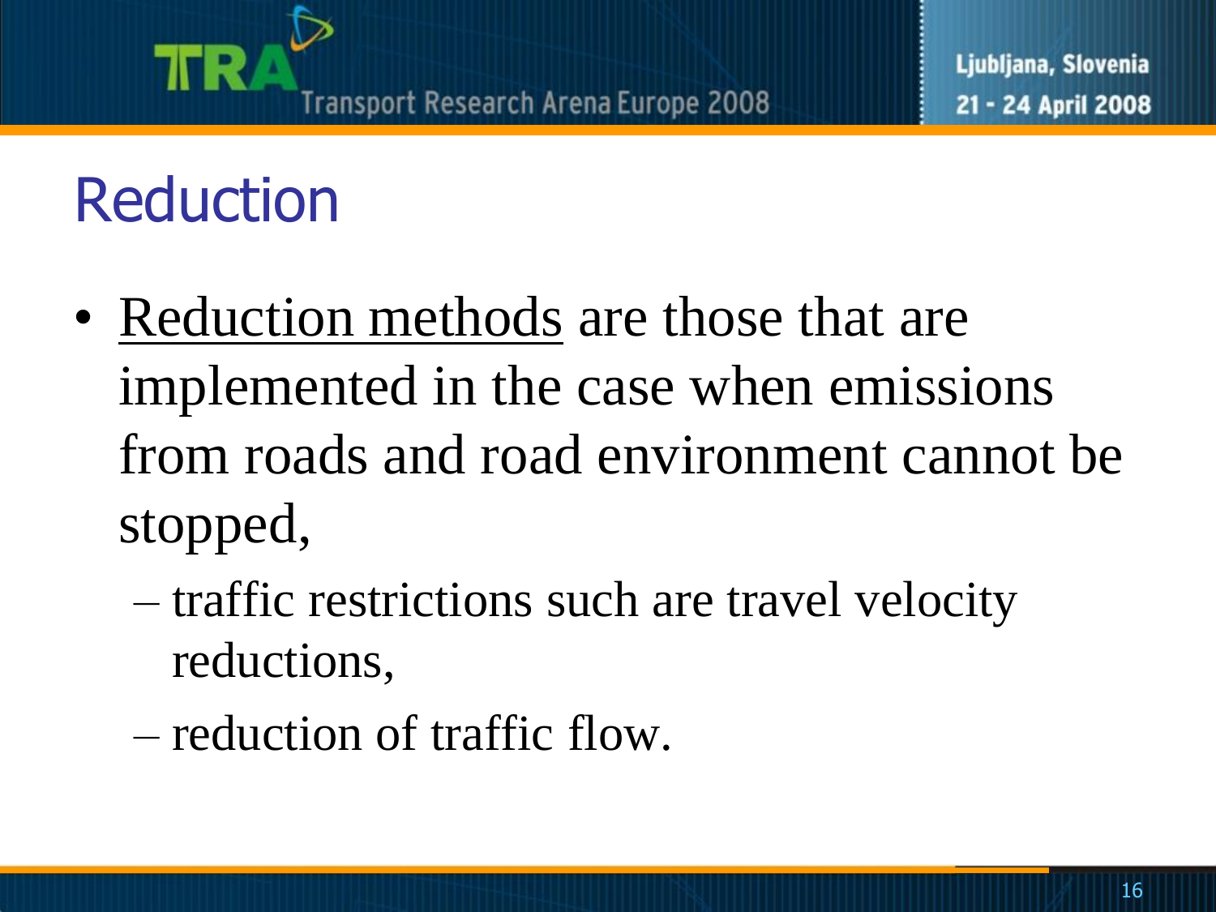# Reduction

- <u>Reduction methods</u> are those that are implemented in the case when emissions from roads and road environment cannot be stopped,
  - traffic restrictions such are travel velocity reductions,
  - reduction of traffic flow.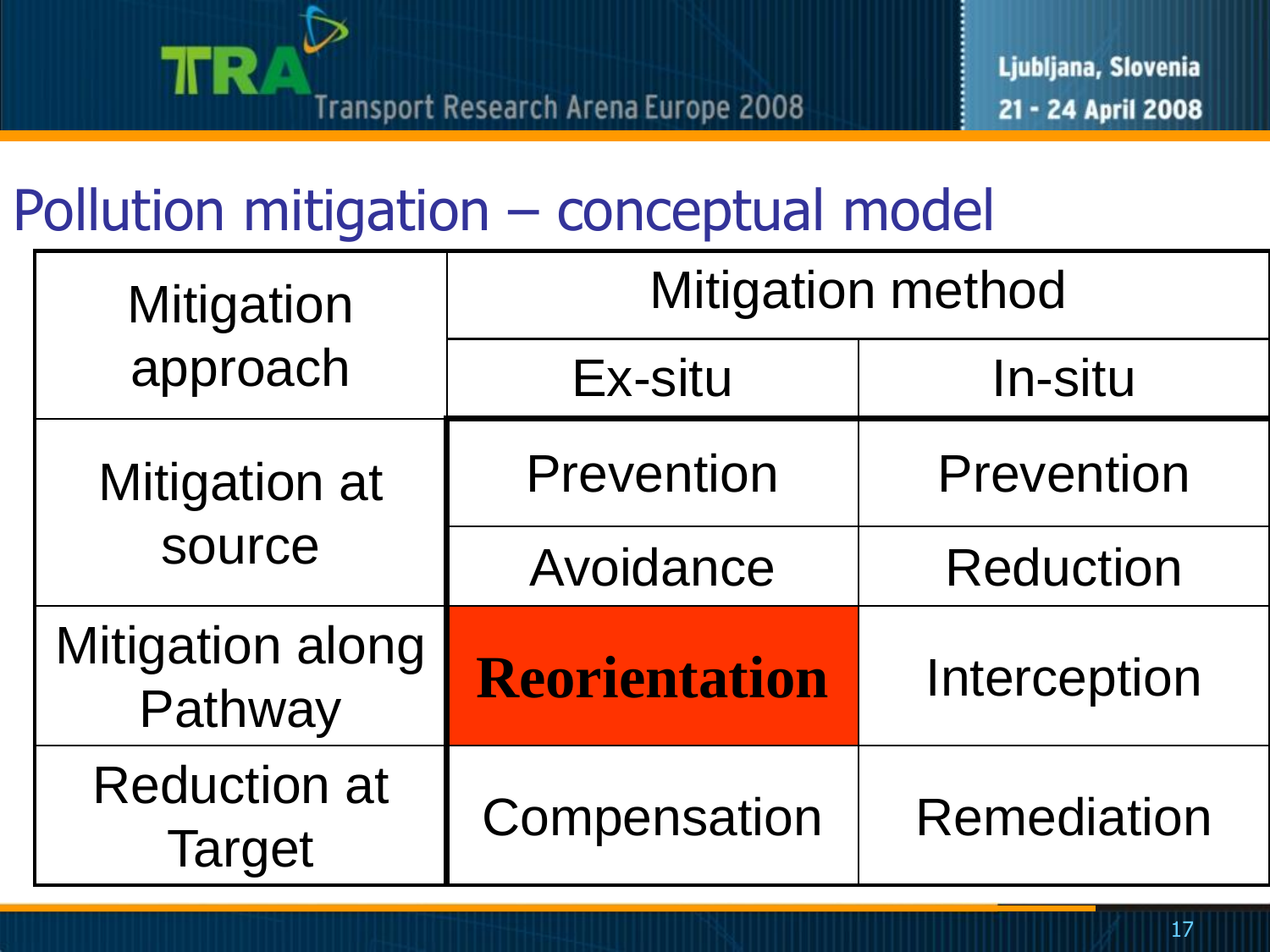# Pollution mitigation – conceptual model

| Mitigation approach | Mitigation method | |
|---|---|---|
| | Ex-situ | In-situ |
| Mitigation at source | Prevention | Prevention |
| | Avoidance | Reduction |
| Mitigation along Pathway | **Reorientation** | Interception |
| Reduction at Target | Compensation | Remediation |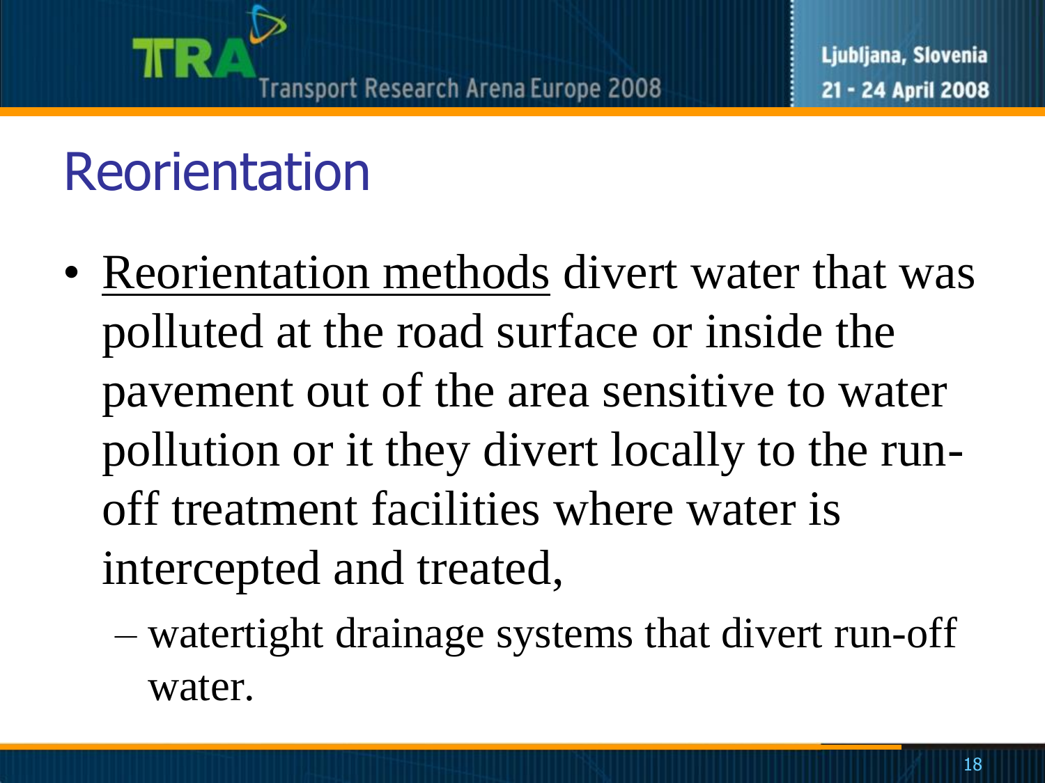# Reorientation

- <u>Reorientation methods</u> divert water that was polluted at the road surface or inside the pavement out of the area sensitive to water pollution or it they divert locally to the run-off treatment facilities where water is intercepted and treated,
  - watertight drainage systems that divert run-off water.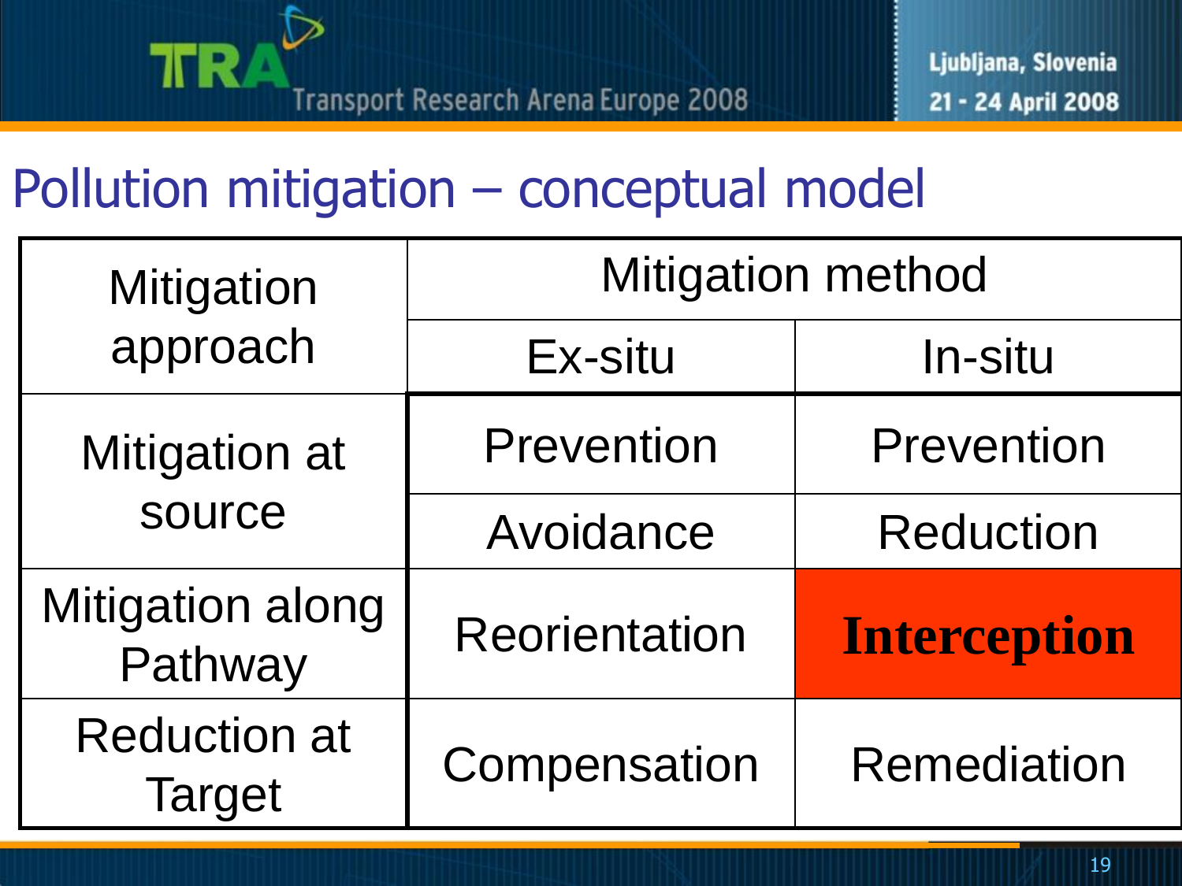# Pollution mitigation – conceptual model

| Mitigation approach | Mitigation method | |
|---|---|---|
| | Ex-situ | In-situ |
| Mitigation at source | Prevention | Prevention |
| | Avoidance | Reduction |
| Mitigation along Pathway | Reorientation | **Interception** |
| Reduction at Target | Compensation | Remediation |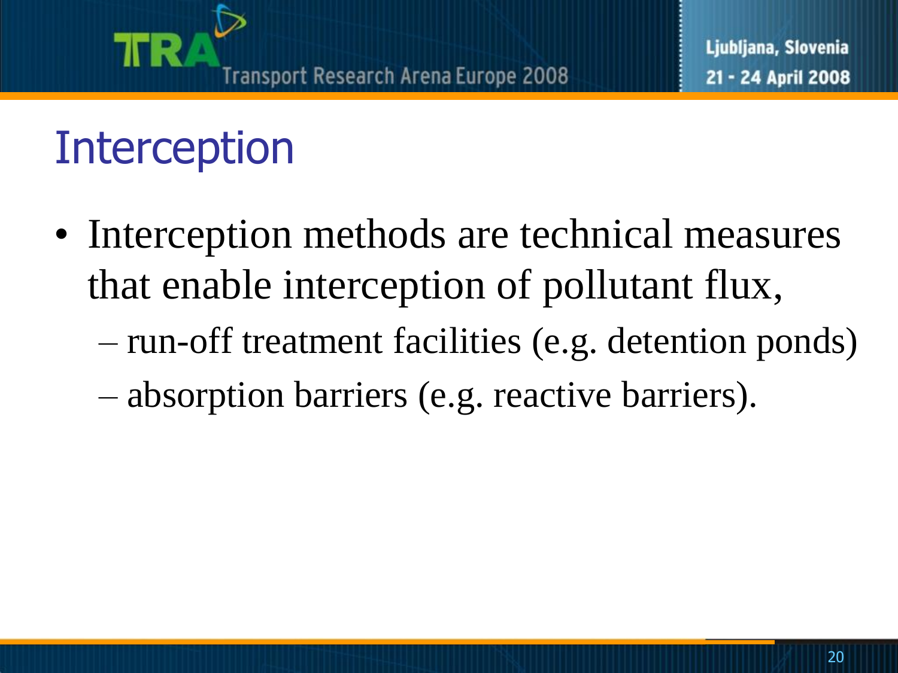# Interception

- Interception methods are technical measures that enable interception of pollutant flux,
  - run-off treatment facilities (e.g. detention ponds)
  - absorption barriers (e.g. reactive barriers).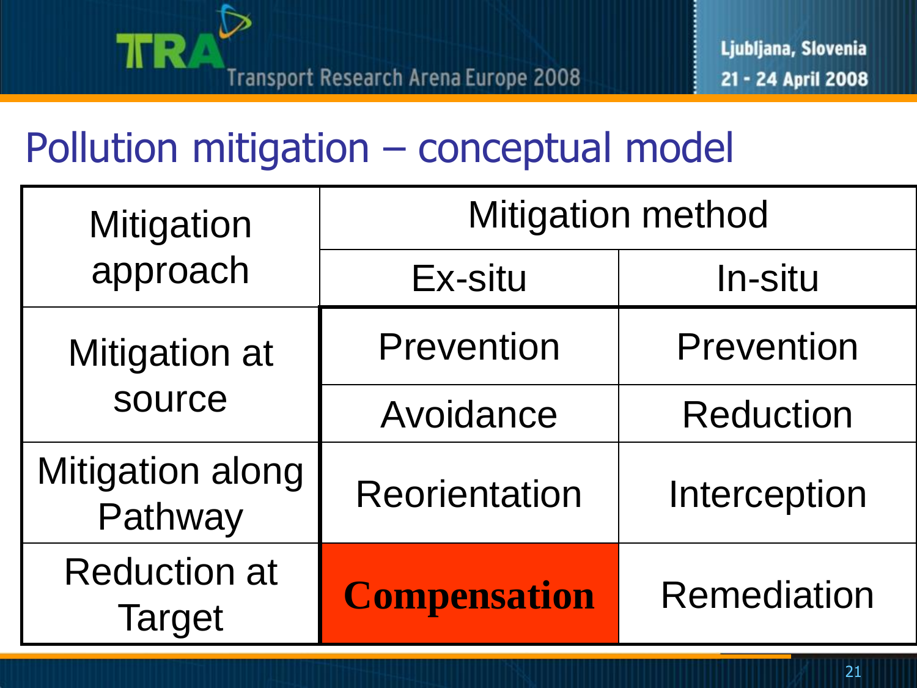## Pollution mitigation – conceptual model

| Mitigation approach | Mitigation method | |
|---|---|---|
| | Ex-situ | In-situ |
| Mitigation at source | Prevention | Prevention |
| | Avoidance | Reduction |
| Mitigation along Pathway | Reorientation | Interception |
| Reduction at Target | **Compensation** | Remediation |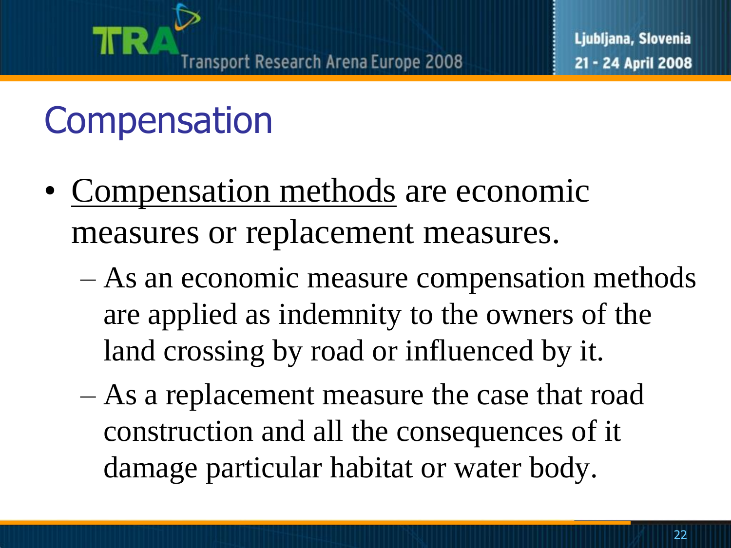# Compensation

- <u>Compensation methods</u> are economic measures or replacement measures.
  - As an economic measure compensation methods are applied as indemnity to the owners of the land crossing by road or influenced by it.
  - As a replacement measure the case that road construction and all the consequences of it damage particular habitat or water body.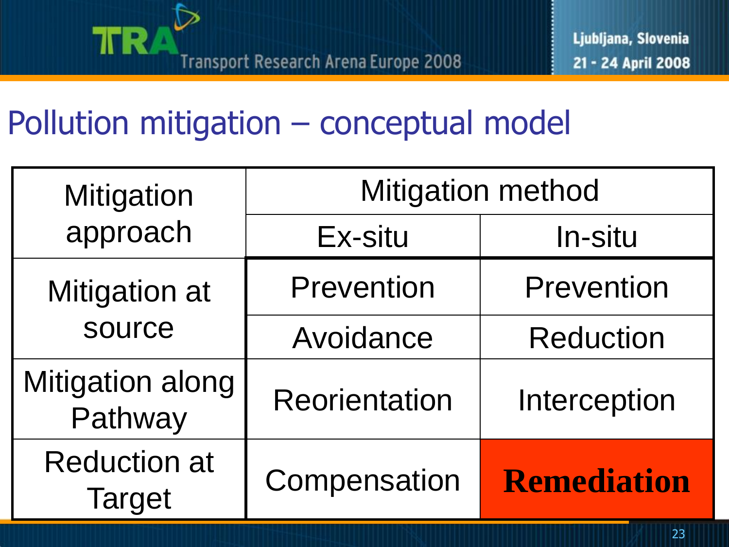# Pollution mitigation – conceptual model

| Mitigation approach | Mitigation method | |
|---|---|---|
| | Ex-situ | In-situ |
| Mitigation at source | Prevention | Prevention |
| | Avoidance | Reduction |
| Mitigation along Pathway | Reorientation | Interception |
| Reduction at Target | Compensation | **Remediation** |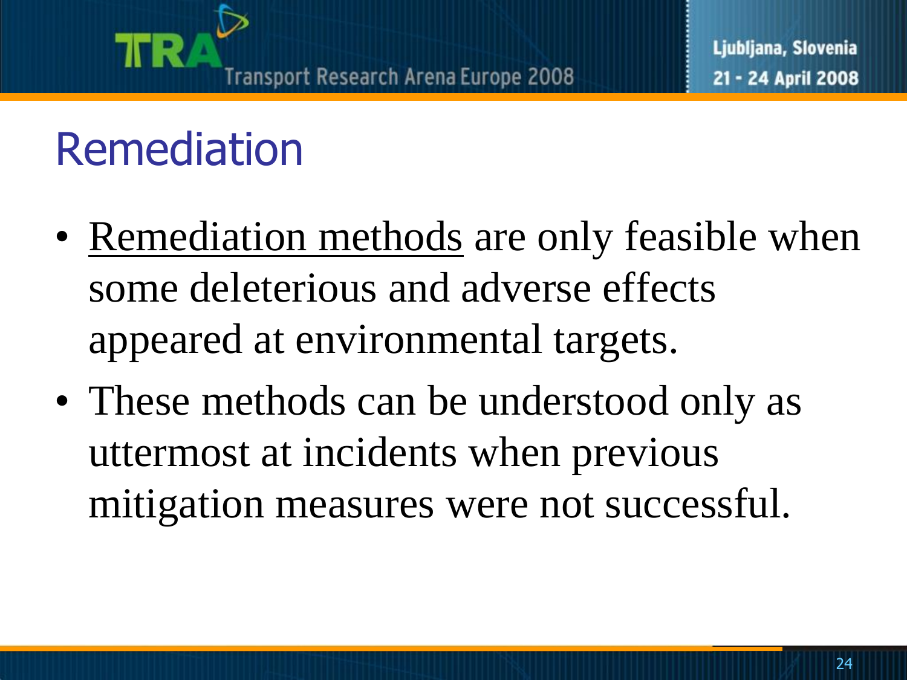# Remediation

- Remediation methods are only feasible when some deleterious and adverse effects appeared at environmental targets.
- These methods can be understood only as uttermost at incidents when previous mitigation measures were not successful.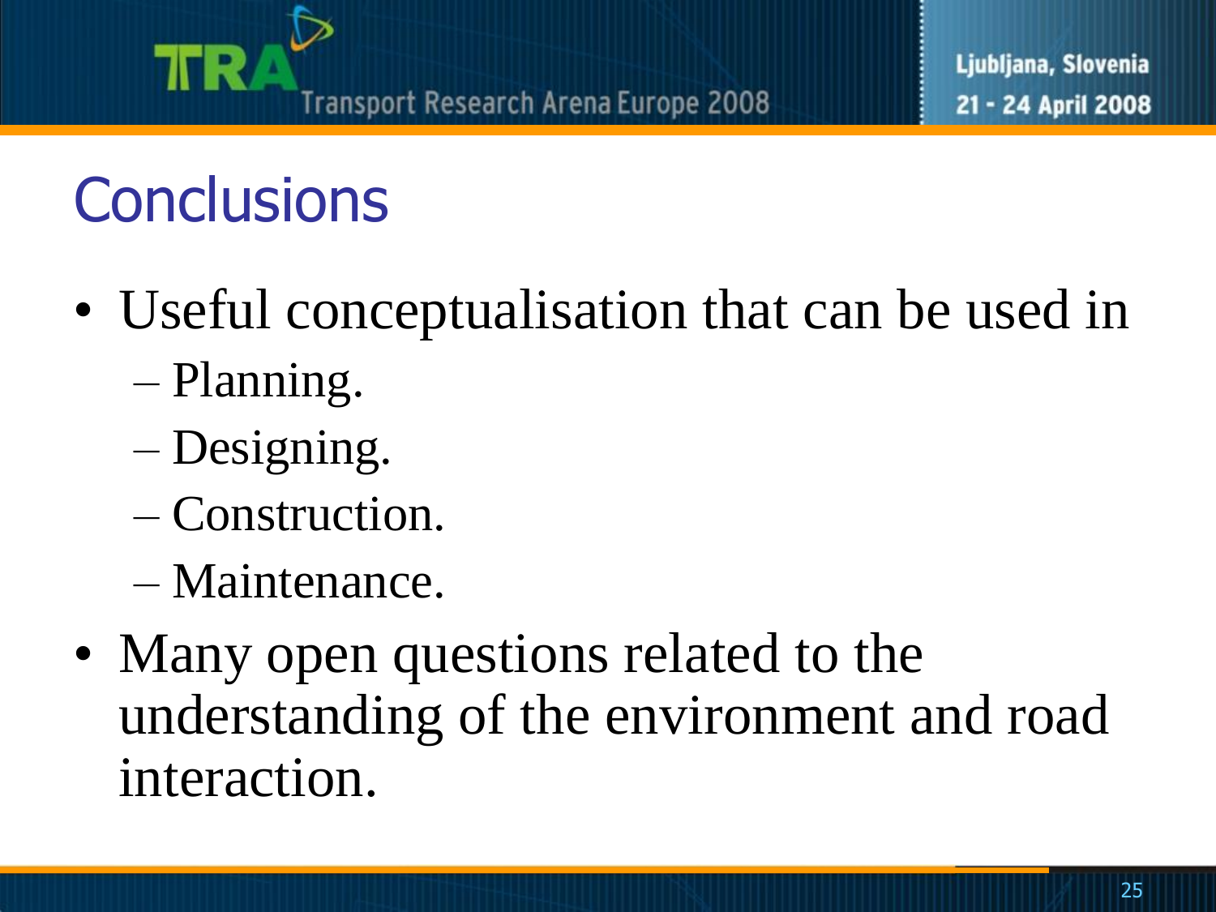# Conclusions

- Useful conceptualisation that can be used in
  - Planning.
  - Designing.
  - Construction.
  - Maintenance.
- Many open questions related to the understanding of the environment and road interaction.